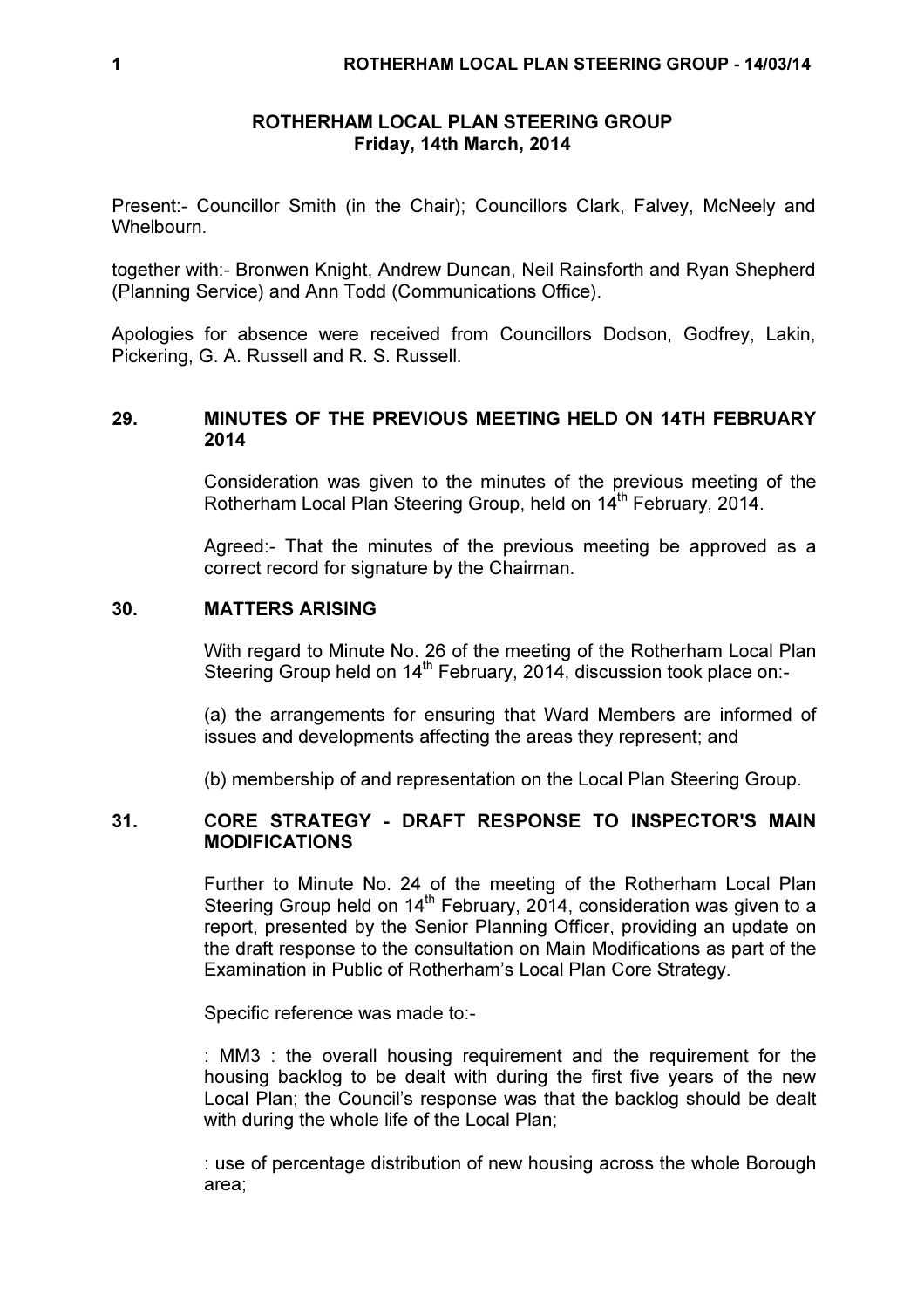# ROTHERHAM LOCAL PLAN STEERING GROUP
## Friday, 14th March, 2014

Present:- Councillor Smith (in the Chair); Councillors Clark, Falvey, McNeely and Whelbourn.

together with:- Bronwen Knight, Andrew Duncan, Neil Rainsforth and Ryan Shepherd (Planning Service) and Ann Todd (Communications Office).

Apologies for absence were received from Councillors Dodson, Godfrey, Lakin, Pickering, G. A. Russell and R. S. Russell.

### 29. MINUTES OF THE PREVIOUS MEETING HELD ON 14TH FEBRUARY 2014

Consideration was given to the minutes of the previous meeting of the Rotherham Local Plan Steering Group, held on 14th February, 2014.

Agreed:- That the minutes of the previous meeting be approved as a correct record for signature by the Chairman.

### 30. MATTERS ARISING

With regard to Minute No. 26 of the meeting of the Rotherham Local Plan Steering Group held on 14th February, 2014, discussion took place on:-

(a) the arrangements for ensuring that Ward Members are informed of issues and developments affecting the areas they represent; and

(b) membership of and representation on the Local Plan Steering Group.

### 31. CORE STRATEGY - DRAFT RESPONSE TO INSPECTOR'S MAIN MODIFICATIONS

Further to Minute No. 24 of the meeting of the Rotherham Local Plan Steering Group held on 14th February, 2014, consideration was given to a report, presented by the Senior Planning Officer, providing an update on the draft response to the consultation on Main Modifications as part of the Examination in Public of Rotherham's Local Plan Core Strategy.

Specific reference was made to:-

: MM3 : the overall housing requirement and the requirement for the housing backlog to be dealt with during the first five years of the new Local Plan; the Council's response was that the backlog should be dealt with during the whole life of the Local Plan;

: use of percentage distribution of new housing across the whole Borough area;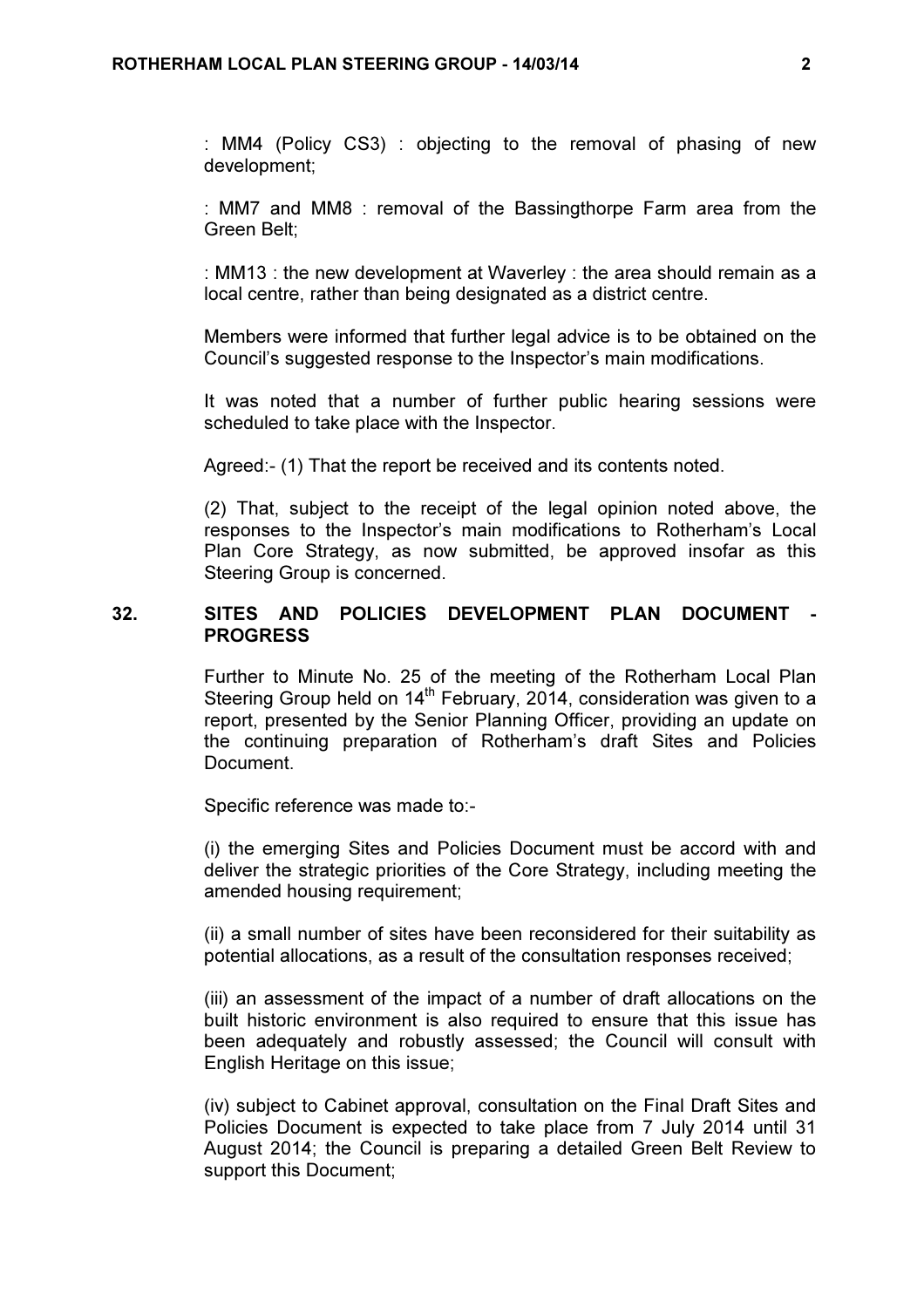: MM4 (Policy CS3) : objecting to the removal of phasing of new development;

: MM7 and MM8 : removal of the Bassingthorpe Farm area from the Green Belt;

: MM13 : the new development at Waverley : the area should remain as a local centre, rather than being designated as a district centre.

Members were informed that further legal advice is to be obtained on the Council's suggested response to the Inspector's main modifications.

It was noted that a number of further public hearing sessions were scheduled to take place with the Inspector.

Agreed:- (1) That the report be received and its contents noted.

(2) That, subject to the receipt of the legal opinion noted above, the responses to the Inspector's main modifications to Rotherham's Local Plan Core Strategy, as now submitted, be approved insofar as this Steering Group is concerned.

## 32. SITES AND POLICIES DEVELOPMENT PLAN DOCUMENT - PROGRESS

Further to Minute No. 25 of the meeting of the Rotherham Local Plan Steering Group held on 14th February, 2014, consideration was given to a report, presented by the Senior Planning Officer, providing an update on the continuing preparation of Rotherham's draft Sites and Policies Document.

Specific reference was made to:-

(i) the emerging Sites and Policies Document must be accord with and deliver the strategic priorities of the Core Strategy, including meeting the amended housing requirement;

(ii) a small number of sites have been reconsidered for their suitability as potential allocations, as a result of the consultation responses received;

(iii) an assessment of the impact of a number of draft allocations on the built historic environment is also required to ensure that this issue has been adequately and robustly assessed; the Council will consult with English Heritage on this issue;

(iv) subject to Cabinet approval, consultation on the Final Draft Sites and Policies Document is expected to take place from 7 July 2014 until 31 August 2014; the Council is preparing a detailed Green Belt Review to support this Document;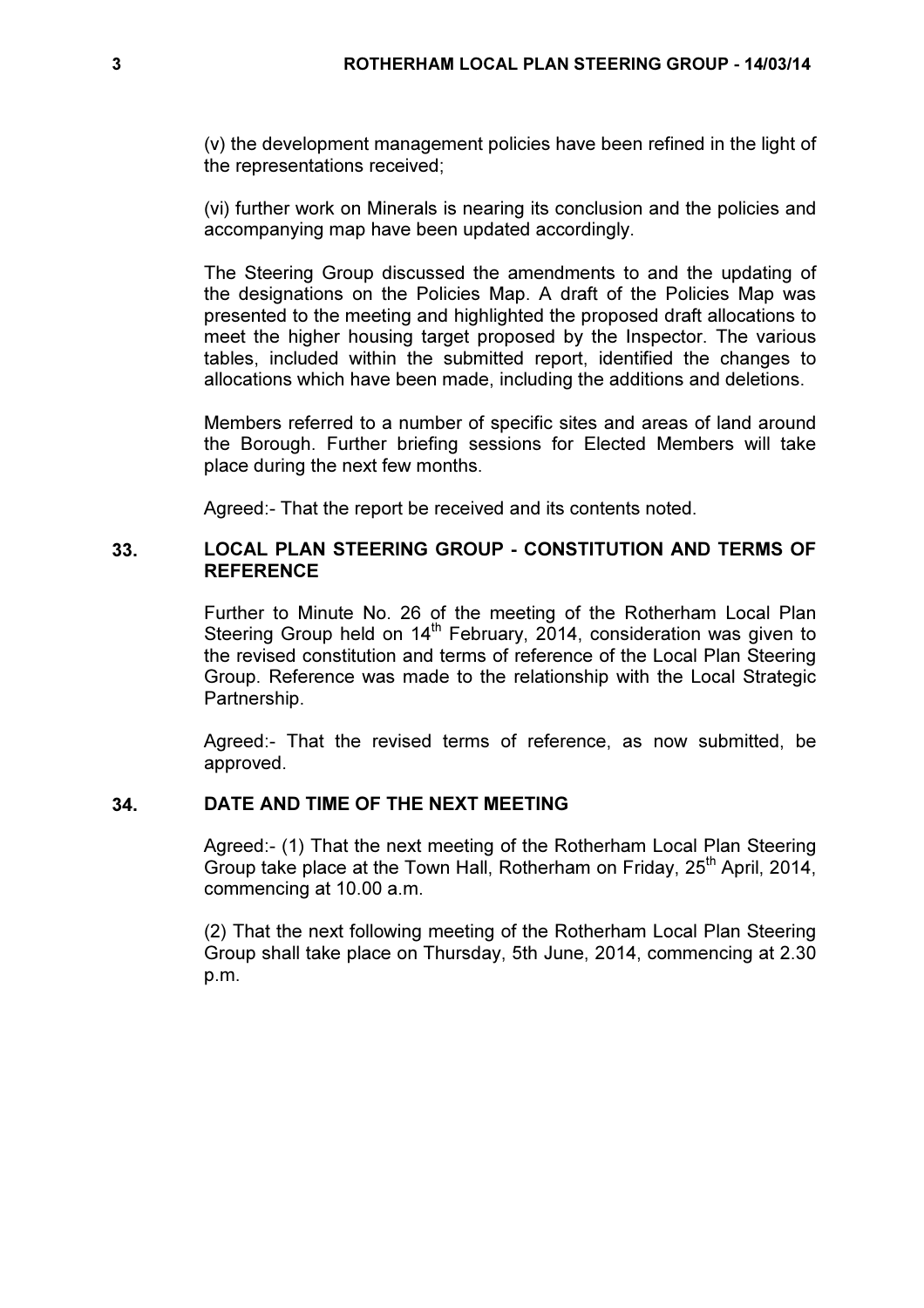(v) the development management policies have been refined in the light of the representations received;

(vi) further work on Minerals is nearing its conclusion and the policies and accompanying map have been updated accordingly.

The Steering Group discussed the amendments to and the updating of the designations on the Policies Map. A draft of the Policies Map was presented to the meeting and highlighted the proposed draft allocations to meet the higher housing target proposed by the Inspector. The various tables, included within the submitted report, identified the changes to allocations which have been made, including the additions and deletions.

Members referred to a number of specific sites and areas of land around the Borough. Further briefing sessions for Elected Members will take place during the next few months.

Agreed:- That the report be received and its contents noted.

## 33. LOCAL PLAN STEERING GROUP - CONSTITUTION AND TERMS OF REFERENCE

Further to Minute No. 26 of the meeting of the Rotherham Local Plan Steering Group held on 14th February, 2014, consideration was given to the revised constitution and terms of reference of the Local Plan Steering Group. Reference was made to the relationship with the Local Strategic Partnership.

Agreed:- That the revised terms of reference, as now submitted, be approved.

## 34. DATE AND TIME OF THE NEXT MEETING

Agreed:- (1) That the next meeting of the Rotherham Local Plan Steering Group take place at the Town Hall, Rotherham on Friday, 25th April, 2014, commencing at 10.00 a.m.

(2) That the next following meeting of the Rotherham Local Plan Steering Group shall take place on Thursday, 5th June, 2014, commencing at 2.30 p.m.